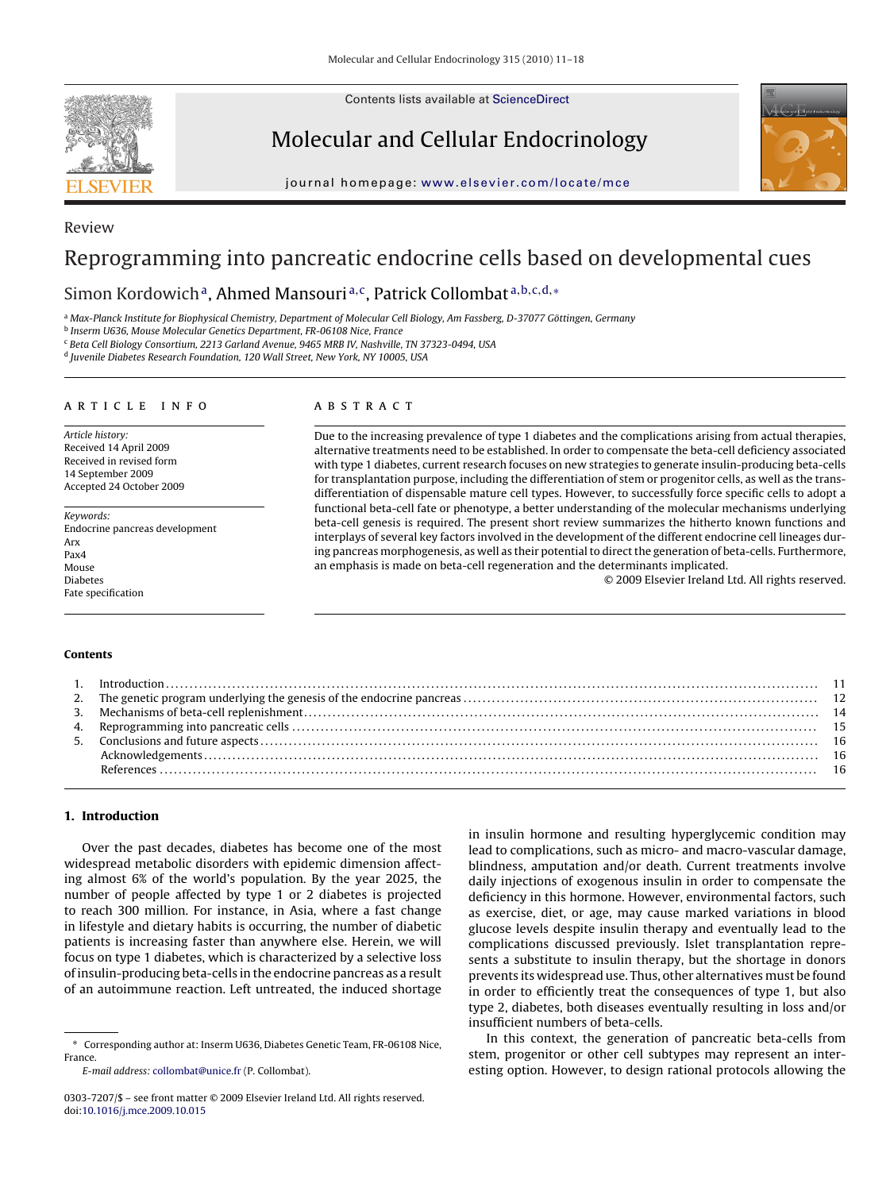Review

# Reprogramming into pancreatic endocrine cells based on developmental cues

Simon Kordowich[a], Ahmed Mansouri[a,c], Patrick Collombat[a,b,c,d,*]

[a] Max-Planck Institute for Biophysical Chemistry, Department of Molecular Cell Biology, Am Fassberg, D-37077 Göttingen, Germany
[b] Inserm U636, Mouse Molecular Genetics Department, FR-06108 Nice, France
[c] Beta Cell Biology Consortium, 2213 Garland Avenue, 9465 MRB IV, Nashville, TN 37323-0494, USA
[d] Juvenile Diabetes Research Foundation, 120 Wall Street, New York, NY 10005, USA

**ARTICLE INFO**

*Article history:*
Received 14 April 2009
Received in revised form
14 September 2009
Accepted 24 October 2009

*Keywords:*
Endocrine pancreas development
Arx
Pax4
Mouse
Diabetes
Fate specification

**ABSTRACT**

Due to the increasing prevalence of type 1 diabetes and the complications arising from actual therapies, alternative treatments need to be established. In order to compensate the beta-cell deficiency associated with type 1 diabetes, current research focuses on new strategies to generate insulin-producing beta-cells for transplantation purpose, including the differentiation of stem or progenitor cells, as well as the trans-differentiation of dispensable mature cell types. However, to successfully force specific cells to adopt a functional beta-cell fate or phenotype, a better understanding of the molecular mechanisms underlying beta-cell genesis is required. The present short review summarizes the hitherto known functions and interplays of several key factors involved in the development of the different endocrine cell lineages during pancreas morphogenesis, as well as their potential to direct the generation of beta-cells. Furthermore, an emphasis is made on beta-cell regeneration and the determinants implicated.

© 2009 Elsevier Ireland Ltd. All rights reserved.

**Contents**

1. Introduction ... 11
2. The genetic program underlying the genesis of the endocrine pancreas ... 12
3. Mechanisms of beta-cell replenishment ... 14
4. Reprogramming into pancreatic cells ... 15
5. Conclusions and future aspects ... 16
   Acknowledgements ... 16
   References ... 16

## 1. Introduction

Over the past decades, diabetes has become one of the most widespread metabolic disorders with epidemic dimension affecting almost 6% of the world's population. By the year 2025, the number of people affected by type 1 or 2 diabetes is projected to reach 300 million. For instance, in Asia, where a fast change in lifestyle and dietary habits is occurring, the number of diabetic patients is increasing faster than anywhere else. Herein, we will focus on type 1 diabetes, which is characterized by a selective loss of insulin-producing beta-cells in the endocrine pancreas as a result of an autoimmune reaction. Left untreated, the induced shortage in insulin hormone and resulting hyperglycemic condition may lead to complications, such as micro- and macro-vascular damage, blindness, amputation and/or death. Current treatments involve daily injections of exogenous insulin in order to compensate the deficiency in this hormone. However, environmental factors, such as exercise, diet, or age, may cause marked variations in blood glucose levels despite insulin therapy and eventually lead to the complications discussed previously. Islet transplantation represents a substitute to insulin therapy, but the shortage in donors prevents its widespread use. Thus, other alternatives must be found in order to efficiently treat the consequences of type 1, but also type 2, diabetes, both diseases eventually resulting in loss and/or insufficient numbers of beta-cells.

In this context, the generation of pancreatic beta-cells from stem, progenitor or other cell subtypes may represent an interesting option. However, to design rational protocols allowing the

\* Corresponding author at: Inserm U636, Diabetes Genetic Team, FR-06108 Nice, France.
*E-mail address:* collombat@unice.fr (P. Collombat).

0303-7207/$ – see front matter © 2009 Elsevier Ireland Ltd. All rights reserved.
doi:10.1016/j.mce.2009.10.015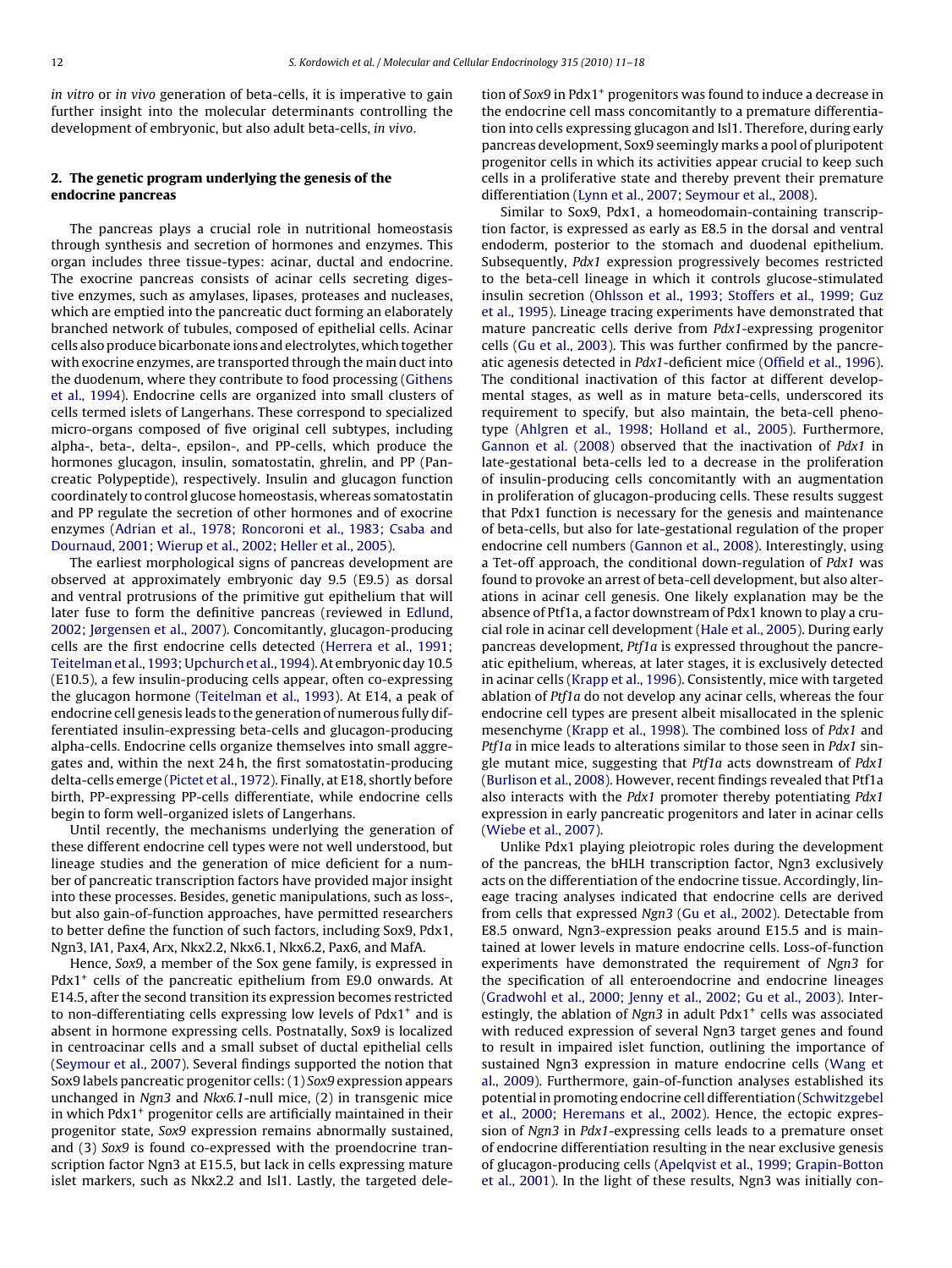*in vitro* or *in vivo* generation of beta-cells, it is imperative to gain further insight into the molecular determinants controlling the development of embryonic, but also adult beta-cells, *in vivo*.

## 2. The genetic program underlying the genesis of the endocrine pancreas

The pancreas plays a crucial role in nutritional homeostasis through synthesis and secretion of hormones and enzymes. This organ includes three tissue-types: acinar, ductal and endocrine. The exocrine pancreas consists of acinar cells secreting digestive enzymes, such as amylases, lipases, proteases and nucleases, which are emptied into the pancreatic duct forming an elaborately branched network of tubules, composed of epithelial cells. Acinar cells also produce bicarbonate ions and electrolytes, which together with exocrine enzymes, are transported through the main duct into the duodenum, where they contribute to food processing (Githens et al., 1994). Endocrine cells are organized into small clusters of cells termed islets of Langerhans. These correspond to specialized micro-organs composed of five original cell subtypes, including alpha-, beta-, delta-, epsilon-, and PP-cells, which produce the hormones glucagon, insulin, somatostatin, ghrelin, and PP (Pancreatic Polypeptide), respectively. Insulin and glucagon function coordinately to control glucose homeostasis, whereas somatostatin and PP regulate the secretion of other hormones and of exocrine enzymes (Adrian et al., 1978; Roncoroni et al., 1983; Csaba and Dournaud, 2001; Wierup et al., 2002; Heller et al., 2005).

The earliest morphological signs of pancreas development are observed at approximately embryonic day 9.5 (E9.5) as dorsal and ventral protrusions of the primitive gut epithelium that will later fuse to form the definitive pancreas (reviewed in Edlund, 2002; Jørgensen et al., 2007). Concomitantly, glucagon-producing cells are the first endocrine cells detected (Herrera et al., 1991; Teitelman et al., 1993; Upchurch et al., 1994). At embryonic day 10.5 (E10.5), a few insulin-producing cells appear, often co-expressing the glucagon hormone (Teitelman et al., 1993). At E14, a peak of endocrine cell genesis leads to the generation of numerous fully differentiated insulin-expressing beta-cells and glucagon-producing alpha-cells. Endocrine cells organize themselves into small aggregates and, within the next 24 h, the first somatostatin-producing delta-cells emerge (Pictet et al., 1972). Finally, at E18, shortly before birth, PP-expressing PP-cells differentiate, while endocrine cells begin to form well-organized islets of Langerhans.

Until recently, the mechanisms underlying the generation of these different endocrine cell types were not well understood, but lineage studies and the generation of mice deficient for a number of pancreatic transcription factors have provided major insight into these processes. Besides, genetic manipulations, such as loss-, but also gain-of-function approaches, have permitted researchers to better define the function of such factors, including Sox9, Pdx1, Ngn3, IA1, Pax4, Arx, Nkx2.2, Nkx6.1, Nkx6.2, Pax6, and MafA.

Hence, *Sox9*, a member of the Sox gene family, is expressed in Pdx1$^+$ cells of the pancreatic epithelium from E9.0 onwards. At E14.5, after the second transition its expression becomes restricted to non-differentiating cells expressing low levels of Pdx1$^+$ and is absent in hormone expressing cells. Postnatally, Sox9 is localized in centroacinar cells and a small subset of ductal epithelial cells (Seymour et al., 2007). Several findings supported the notion that Sox9 labels pancreatic progenitor cells: (1) *Sox9* expression appears unchanged in *Ngn3* and *Nkx6.1*-null mice, (2) in transgenic mice in which Pdx1$^+$ progenitor cells are artificially maintained in their progenitor state, *Sox9* expression remains abnormally sustained, and (3) *Sox9* is found co-expressed with the proendocrine transcription factor Ngn3 at E15.5, but lack in cells expressing mature islet markers, such as Nkx2.2 and Isl1. Lastly, the targeted deletion of *Sox9* in Pdx1$^+$ progenitors was found to induce a decrease in the endocrine cell mass concomitantly to a premature differentiation into cells expressing glucagon and Isl1. Therefore, during early pancreas development, Sox9 seemingly marks a pool of pluripotent progenitor cells in which its activities appear crucial to keep such cells in a proliferative state and thereby prevent their premature differentiation (Lynn et al., 2007; Seymour et al., 2008).

Similar to Sox9, Pdx1, a homeodomain-containing transcription factor, is expressed as early as E8.5 in the dorsal and ventral endoderm, posterior to the stomach and duodenal epithelium. Subsequently, *Pdx1* expression progressively becomes restricted to the beta-cell lineage in which it controls glucose-stimulated insulin secretion (Ohlsson et al., 1993; Stoffers et al., 1999; Guz et al., 1995). Lineage tracing experiments have demonstrated that mature pancreatic cells derive from *Pdx1*-expressing progenitor cells (Gu et al., 2003). This was further confirmed by the pancreatic agenesis detected in *Pdx1*-deficient mice (Offield et al., 1996). The conditional inactivation of this factor at different developmental stages, as well as in mature beta-cells, underscored its requirement to specify, but also maintain, the beta-cell phenotype (Ahlgren et al., 1998; Holland et al., 2005). Furthermore, Gannon et al. (2008) observed that the inactivation of *Pdx1* in late-gestational beta-cells led to a decrease in the proliferation of insulin-producing cells concomitantly with an augmentation in proliferation of glucagon-producing cells. These results suggest that Pdx1 function is necessary for the genesis and maintenance of beta-cells, but also for late-gestational regulation of the proper endocrine cell numbers (Gannon et al., 2008). Interestingly, using a Tet-off approach, the conditional down-regulation of *Pdx1* was found to provoke an arrest of beta-cell development, but also alterations in acinar cell genesis. One likely explanation may be the absence of Ptf1a, a factor downstream of Pdx1 known to play a crucial role in acinar cell development (Hale et al., 2005). During early pancreas development, *Ptf1a* is expressed throughout the pancreatic epithelium, whereas, at later stages, it is exclusively detected in acinar cells (Krapp et al., 1996). Consistently, mice with targeted ablation of *Ptf1a* do not develop any acinar cells, whereas the four endocrine cell types are present albeit misallocated in the splenic mesenchyme (Krapp et al., 1998). The combined loss of *Pdx1* and *Ptf1a* in mice leads to alterations similar to those seen in *Pdx1* single mutant mice, suggesting that *Ptf1a* acts downstream of *Pdx1* (Burlison et al., 2008). However, recent findings revealed that Ptf1a also interacts with the *Pdx1* promoter thereby potentiating *Pdx1* expression in early pancreatic progenitors and later in acinar cells (Wiebe et al., 2007).

Unlike Pdx1 playing pleiotropic roles during the development of the pancreas, the bHLH transcription factor, Ngn3 exclusively acts on the differentiation of the endocrine tissue. Accordingly, lineage tracing analyses indicated that endocrine cells are derived from cells that expressed *Ngn3* (Gu et al., 2002). Detectable from E8.5 onward, Ngn3-expression peaks around E15.5 and is maintained at lower levels in mature endocrine cells. Loss-of-function experiments have demonstrated the requirement of *Ngn3* for the specification of all enteroendocrine and endocrine lineages (Gradwohl et al., 2000; Jenny et al., 2002; Gu et al., 2003). Interestingly, the ablation of *Ngn3* in adult Pdx1$^+$ cells was associated with reduced expression of several Ngn3 target genes and found to result in impaired islet function, outlining the importance of sustained Ngn3 expression in mature endocrine cells (Wang et al., 2009). Furthermore, gain-of-function analyses established its potential in promoting endocrine cell differentiation (Schwitzgebel et al., 2000; Heremans et al., 2002). Hence, the ectopic expression of *Ngn3* in *Pdx1*-expressing cells leads to a premature onset of endocrine differentiation resulting in the near exclusive genesis of glucagon-producing cells (Apelqvist et al., 1999; Grapin-Botton et al., 2001). In the light of these results, Ngn3 was initially con-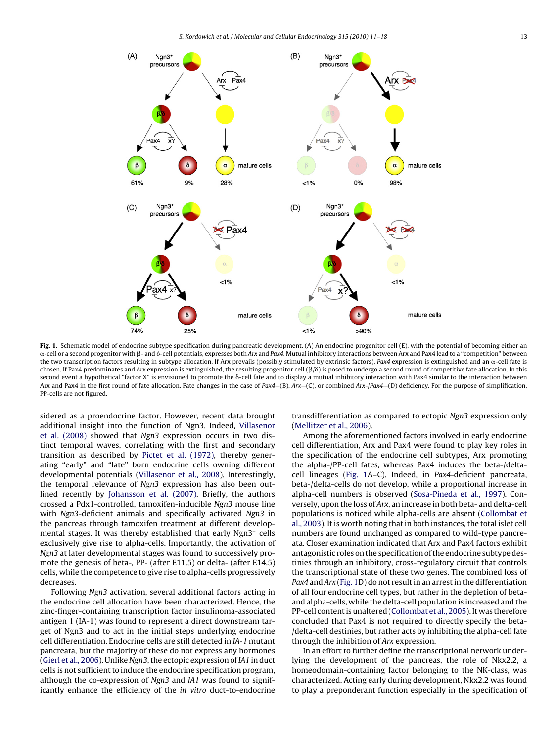**Fig. 1.** Schematic model of endocrine subtype specification during pancreatic development. (A) An endocrine progenitor cell (E), with the potential of becoming either an α-cell or a second progenitor with β- and δ-cell potentials, expresses both *Arx* and *Pax4*. Mutual inhibitory interactions between Arx and Pax4 lead to a "competition" between the two transcription factors resulting in subtype allocation. If Arx prevails (possibly stimulated by extrinsic factors), *Pax4* expression is extinguished and an α-cell fate is chosen. If Pax4 predominates and *Arx* expression is extinguished, the resulting progenitor cell (β/δ) is posed to undergo a second round of competitive fate allocation. In this second event a hypothetical "factor X" is envisioned to promote the δ-cell fate and to display a mutual inhibitory interaction with Pax4 similar to the interaction between Arx and Pax4 in the first round of fate allocation. Fate changes in the case of *Pax4*—(B), *Arx*—(C), or combined *Arx*-/*Pax4*—(D) deficiency. For the purpose of simplification, PP-cells are not figured.

sidered as a proendocrine factor. However, recent data brought additional insight into the function of Ngn3. Indeed, Villasenor et al. (2008) showed that *Ngn3* expression occurs in two distinct temporal waves, correlating with the first and secondary transition as described by Pictet et al. (1972), thereby generating "early" and "late" born endocrine cells owning different developmental potentials (Villasenor et al., 2008). Interestingly, the temporal relevance of *Ngn3* expression has also been outlined recently by Johansson et al. (2007). Briefly, the authors crossed a Pdx1-controlled, tamoxifen-inducible *Ngn3* mouse line with *Ngn3*-deficient animals and specifically activated *Ngn3* in the pancreas through tamoxifen treatment at different developmental stages. It was thereby established that early Ngn3$^+$ cells exclusively give rise to alpha-cells. Importantly, the activation of *Ngn3* at later developmental stages was found to successively promote the genesis of beta-, PP- (after E11.5) or delta- (after E14.5) cells, while the competence to give rise to alpha-cells progressively decreases.

Following *Ngn3* activation, several additional factors acting in the endocrine cell allocation have been characterized. Hence, the zinc-finger-containing transcription factor insulinoma-associated antigen 1 (IA-1) was found to represent a direct downstream target of Ngn3 and to act in the initial steps underlying endocrine cell differentiation. Endocrine cells are still detected in *IA-1* mutant pancreata, but the majority of these do not express any hormones (Gierl et al., 2006). Unlike *Ngn3*, the ectopic expression of *IA1* in duct cells is not sufficient to induce the endocrine specification program, although the co-expression of *Ngn3* and *IA1* was found to significantly enhance the efficiency of the *in vitro* duct-to-endocrine transdifferentiation as compared to ectopic *Ngn3* expression only (Mellitzer et al., 2006).

Among the aforementioned factors involved in early endocrine cell differentiation, Arx and Pax4 were found to play key roles in the specification of the endocrine cell subtypes, Arx promoting the alpha-/PP-cell fates, whereas Pax4 induces the beta-/delta-cell lineages (Fig. 1A–C). Indeed, in *Pax4*-deficient pancreata, beta-/delta-cells do not develop, while a proportional increase in alpha-cell numbers is observed (Sosa-Pineda et al., 1997). Conversely, upon the loss of *Arx*, an increase in both beta- and delta-cell populations is noticed while alpha-cells are absent (Collombat et al., 2003). It is worth noting that in both instances, the total islet cell numbers are found unchanged as compared to wild-type pancreata. Closer examination indicated that Arx and Pax4 factors exhibit antagonistic roles on the specification of the endocrine subtype destinies through an inhibitory, cross-regulatory circuit that controls the transcriptional state of these two genes. The combined loss of *Pax4* and *Arx* (Fig. 1D) do not result in an arrest in the differentiation of all four endocrine cell types, but rather in the depletion of beta- and alpha-cells, while the delta-cell population is increased and the PP-cell content is unaltered (Collombat et al., 2005). It was therefore concluded that Pax4 is not required to directly specify the beta-/delta-cell destinies, but rather acts by inhibiting the alpha-cell fate through the inhibition of *Arx* expression.

In an effort to further define the transcriptional network underlying the development of the pancreas, the role of Nkx2.2, a homeodomain-containing factor belonging to the NK-class, was characterized. Acting early during development, Nkx2.2 was found to play a preponderant function especially in the specification of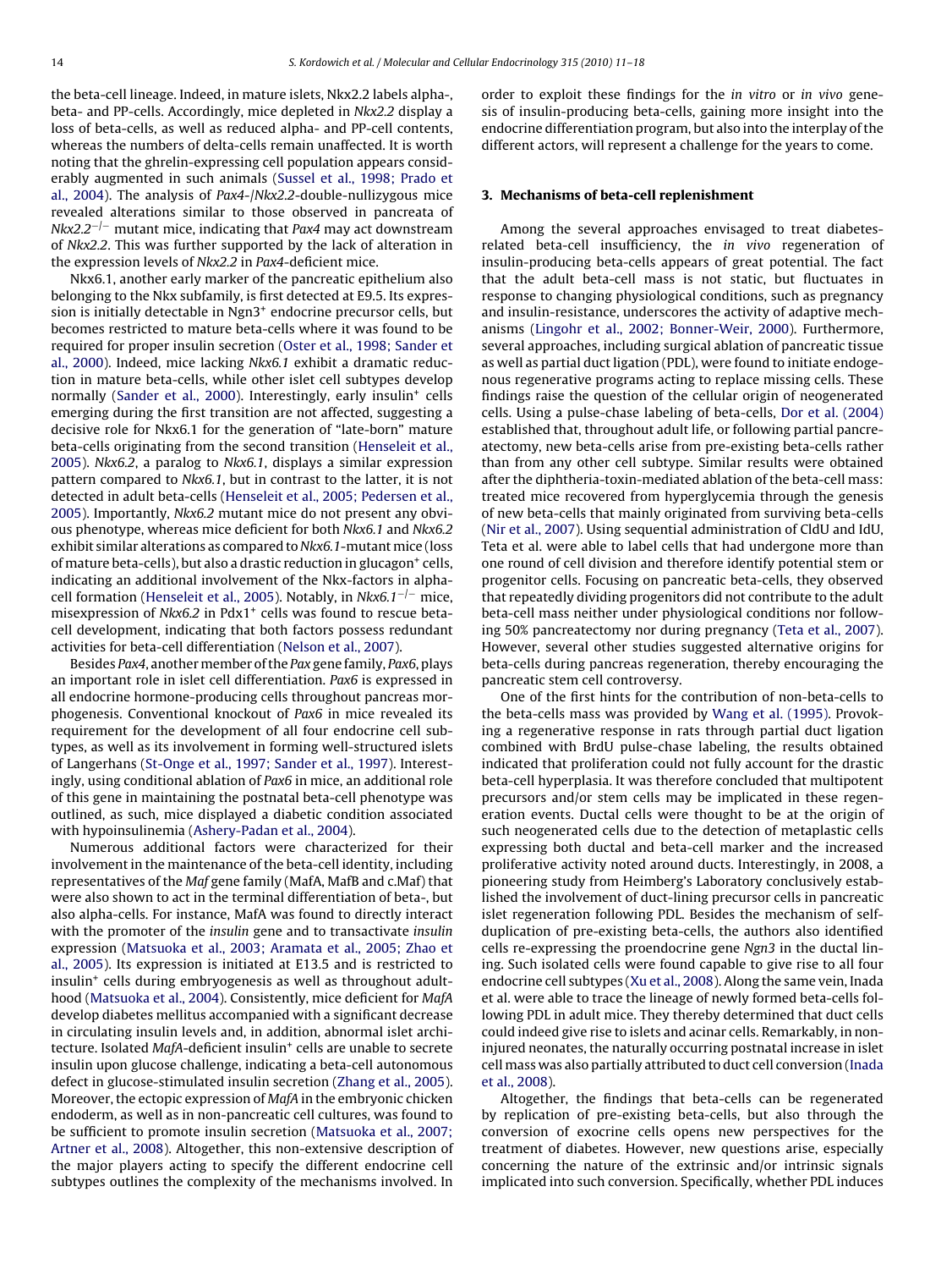the beta-cell lineage. Indeed, in mature islets, Nkx2.2 labels alpha-, beta- and PP-cells. Accordingly, mice depleted in *Nkx2.2* display a loss of beta-cells, as well as reduced alpha- and PP-cell contents, whereas the numbers of delta-cells remain unaffected. It is worth noting that the ghrelin-expressing cell population appears considerably augmented in such animals (Sussel et al., 1998; Prado et al., 2004). The analysis of *Pax4*-/*Nkx2.2*-double-nullizygous mice revealed alterations similar to those observed in pancreata of *Nkx2.2*$^{-/-}$ mutant mice, indicating that *Pax4* may act downstream of *Nkx2.2*. This was further supported by the lack of alteration in the expression levels of *Nkx2.2* in *Pax4*-deficient mice.

Nkx6.1, another early marker of the pancreatic epithelium also belonging to the Nkx subfamily, is first detected at E9.5. Its expression is initially detectable in Ngn3$^{+}$ endocrine precursor cells, but becomes restricted to mature beta-cells where it was found to be required for proper insulin secretion (Oster et al., 1998; Sander et al., 2000). Indeed, mice lacking *Nkx6.1* exhibit a dramatic reduction in mature beta-cells, while other islet cell subtypes develop normally (Sander et al., 2000). Interestingly, early insulin$^{+}$ cells emerging during the first transition are not affected, suggesting a decisive role for Nkx6.1 for the generation of "late-born" mature beta-cells originating from the second transition (Henseleit et al., 2005). *Nkx6.2*, a paralog to *Nkx6.1*, displays a similar expression pattern compared to *Nkx6.1*, but in contrast to the latter, it is not detected in adult beta-cells (Henseleit et al., 2005; Pedersen et al., 2005). Importantly, *Nkx6.2* mutant mice do not present any obvious phenotype, whereas mice deficient for both *Nkx6.1* and *Nkx6.2* exhibit similar alterations as compared to *Nkx6.1*-mutant mice (loss of mature beta-cells), but also a drastic reduction in glucagon$^{+}$ cells, indicating an additional involvement of the Nkx-factors in alpha-cell formation (Henseleit et al., 2005). Notably, in *Nkx6.1*$^{-/-}$ mice, misexpression of *Nkx6.2* in Pdx1$^{+}$ cells was found to rescue beta-cell development, indicating that both factors possess redundant activities for beta-cell differentiation (Nelson et al., 2007).

Besides *Pax4*, another member of the *Pax* gene family, *Pax6*, plays an important role in islet cell differentiation. *Pax6* is expressed in all endocrine hormone-producing cells throughout pancreas morphogenesis. Conventional knockout of *Pax6* in mice revealed its requirement for the development of all four endocrine cell subtypes, as well as its involvement in forming well-structured islets of Langerhans (St-Onge et al., 1997; Sander et al., 1997). Interestingly, using conditional ablation of *Pax6* in mice, an additional role of this gene in maintaining the postnatal beta-cell phenotype was outlined, as such, mice displayed a diabetic condition associated with hypoinsulinemia (Ashery-Padan et al., 2004).

Numerous additional factors were characterized for their involvement in the maintenance of the beta-cell identity, including representatives of the *Maf* gene family (MafA, MafB and c.Maf) that were also shown to act in the terminal differentiation of beta-, but also alpha-cells. For instance, MafA was found to directly interact with the promoter of the *insulin* gene and to transactivate *insulin* expression (Matsuoka et al., 2003; Aramata et al., 2005; Zhao et al., 2005). Its expression is initiated at E13.5 and is restricted to insulin$^{+}$ cells during embryogenesis as well as throughout adulthood (Matsuoka et al., 2004). Consistently, mice deficient for *MafA* develop diabetes mellitus accompanied with a significant decrease in circulating insulin levels and, in addition, abnormal islet architecture. Isolated *MafA*-deficient insulin$^{+}$ cells are unable to secrete insulin upon glucose challenge, indicating a beta-cell autonomous defect in glucose-stimulated insulin secretion (Zhang et al., 2005). Moreover, the ectopic expression of *MafA* in the embryonic chicken endoderm, as well as in non-pancreatic cell cultures, was found to be sufficient to promote insulin secretion (Matsuoka et al., 2007; Artner et al., 2008). Altogether, this non-extensive description of the major players acting to specify the different endocrine cell subtypes outlines the complexity of the mechanisms involved. In order to exploit these findings for the *in vitro* or *in vivo* genesis of insulin-producing beta-cells, gaining more insight into the endocrine differentiation program, but also into the interplay of the different actors, will represent a challenge for the years to come.

## 3. Mechanisms of beta-cell replenishment

Among the several approaches envisaged to treat diabetes-related beta-cell insufficiency, the *in vivo* regeneration of insulin-producing beta-cells appears of great potential. The fact that the adult beta-cell mass is not static, but fluctuates in response to changing physiological conditions, such as pregnancy and insulin-resistance, underscores the activity of adaptive mechanisms (Lingohr et al., 2002; Bonner-Weir, 2000). Furthermore, several approaches, including surgical ablation of pancreatic tissue as well as partial duct ligation (PDL), were found to initiate endogenous regenerative programs acting to replace missing cells. These findings raise the question of the cellular origin of neogenerated cells. Using a pulse-chase labeling of beta-cells, Dor et al. (2004) established that, throughout adult life, or following partial pancreatectomy, new beta-cells arise from pre-existing beta-cells rather than from any other cell subtype. Similar results were obtained after the diphtheria-toxin-mediated ablation of the beta-cell mass: treated mice recovered from hyperglycemia through the genesis of new beta-cells that mainly originated from surviving beta-cells (Nir et al., 2007). Using sequential administration of CldU and IdU, Teta et al. were able to label cells that had undergone more than one round of cell division and therefore identify potential stem or progenitor cells. Focusing on pancreatic beta-cells, they observed that repeatedly dividing progenitors did not contribute to the adult beta-cell mass neither under physiological conditions nor following 50% pancreatectomy nor during pregnancy (Teta et al., 2007). However, several other studies suggested alternative origins for beta-cells during pancreas regeneration, thereby encouraging the pancreatic stem cell controversy.

One of the first hints for the contribution of non-beta-cells to the beta-cells mass was provided by Wang et al. (1995). Provoking a regenerative response in rats through partial duct ligation combined with BrdU pulse-chase labeling, the results obtained indicated that proliferation could not fully account for the drastic beta-cell hyperplasia. It was therefore concluded that multipotent precursors and/or stem cells may be implicated in these regeneration events. Ductal cells were thought to be at the origin of such neogenerated cells due to the detection of metaplastic cells expressing both ductal and beta-cell marker and the increased proliferative activity noted around ducts. Interestingly, in 2008, a pioneering study from Heimberg's Laboratory conclusively established the involvement of duct-lining precursor cells in pancreatic islet regeneration following PDL. Besides the mechanism of self-duplication of pre-existing beta-cells, the authors also identified cells re-expressing the proendocrine gene *Ngn3* in the ductal lining. Such isolated cells were found capable to give rise to all four endocrine cell subtypes (Xu et al., 2008). Along the same vein, Inada et al. were able to trace the lineage of newly formed beta-cells following PDL in adult mice. They thereby determined that duct cells could indeed give rise to islets and acinar cells. Remarkably, in non-injured neonates, the naturally occurring postnatal increase in islet cell mass was also partially attributed to duct cell conversion (Inada et al., 2008).

Altogether, the findings that beta-cells can be regenerated by replication of pre-existing beta-cells, but also through the conversion of exocrine cells opens new perspectives for the treatment of diabetes. However, new questions arise, especially concerning the nature of the extrinsic and/or intrinsic signals implicated into such conversion. Specifically, whether PDL induces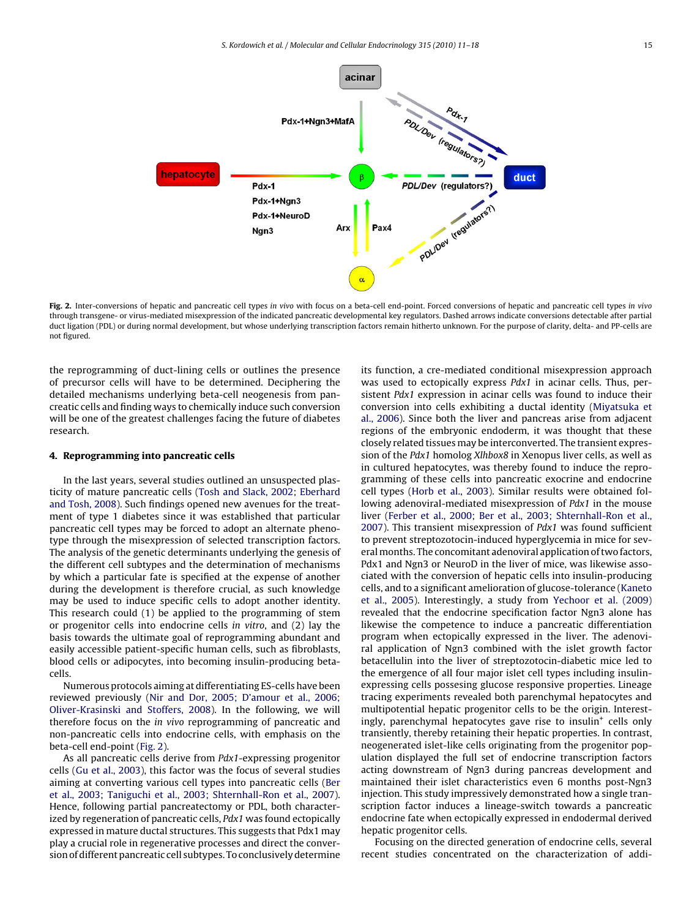**Fig. 2.** Inter-conversions of hepatic and pancreatic cell types *in vivo* with focus on a beta-cell end-point. Forced conversions of hepatic and pancreatic cell types *in vivo* through transgene- or virus-mediated misexpression of the indicated pancreatic developmental key regulators. Dashed arrows indicate conversions detectable after partial duct ligation (PDL) or during normal development, but whose underlying transcription factors remain hitherto unknown. For the purpose of clarity, delta- and PP-cells are not figured.

the reprogramming of duct-lining cells or outlines the presence of precursor cells will have to be determined. Deciphering the detailed mechanisms underlying beta-cell neogenesis from pancreatic cells and finding ways to chemically induce such conversion will be one of the greatest challenges facing the future of diabetes research.

## 4. Reprogramming into pancreatic cells

In the last years, several studies outlined an unsuspected plasticity of mature pancreatic cells (Tosh and Slack, 2002; Eberhard and Tosh, 2008). Such findings opened new avenues for the treatment of type 1 diabetes since it was established that particular pancreatic cell types may be forced to adopt an alternate phenotype through the misexpression of selected transcription factors. The analysis of the genetic determinants underlying the genesis of the different cell subtypes and the determination of mechanisms by which a particular fate is specified at the expense of another during the development is therefore crucial, as such knowledge may be used to induce specific cells to adopt another identity. This research could (1) be applied to the programming of stem or progenitor cells into endocrine cells *in vitro*, and (2) lay the basis towards the ultimate goal of reprogramming abundant and easily accessible patient-specific human cells, such as fibroblasts, blood cells or adipocytes, into becoming insulin-producing beta-cells.

Numerous protocols aiming at differentiating ES-cells have been reviewed previously (Nir and Dor, 2005; D'amour et al., 2006; Oliver-Krasinski and Stoffers, 2008). In the following, we will therefore focus on the *in vivo* reprogramming of pancreatic and non-pancreatic cells into endocrine cells, with emphasis on the beta-cell end-point (Fig. 2).

As all pancreatic cells derive from *Pdx1*-expressing progenitor cells (Gu et al., 2003), this factor was the focus of several studies aiming at converting various cell types into pancreatic cells (Ber et al., 2003; Taniguchi et al., 2003; Shternhall-Ron et al., 2007). Hence, following partial pancreatectomy or PDL, both characterized by regeneration of pancreatic cells, *Pdx1* was found ectopically expressed in mature ductal structures. This suggests that Pdx1 may play a crucial role in regenerative processes and direct the conversion of different pancreatic cell subtypes. To conclusively determine its function, a cre-mediated conditional misexpression approach was used to ectopically express *Pdx1* in acinar cells. Thus, persistent *Pdx1* expression in acinar cells was found to induce their conversion into cells exhibiting a ductal identity (Miyatsuka et al., 2006). Since both the liver and pancreas arise from adjacent regions of the embryonic endoderm, it was thought that these closely related tissues may be interconverted. The transient expression of the *Pdx1* homolog *Xlhbox8* in Xenopus liver cells, as well as in cultured hepatocytes, was thereby found to induce the reprogramming of these cells into pancreatic exocrine and endocrine cell types (Horb et al., 2003). Similar results were obtained following adenoviral-mediated misexpression of *Pdx1* in the mouse liver (Ferber et al., 2000; Ber et al., 2003; Shternhall-Ron et al., 2007). This transient misexpression of *Pdx1* was found sufficient to prevent streptozotocin-induced hyperglycemia in mice for several months. The concomitant adenoviral application of two factors, Pdx1 and Ngn3 or NeuroD in the liver of mice, was likewise associated with the conversion of hepatic cells into insulin-producing cells, and to a significant amelioration of glucose-tolerance (Kaneto et al., 2005). Interestingly, a study from Yechoor et al. (2009) revealed that the endocrine specification factor Ngn3 alone has likewise the competence to induce a pancreatic differentiation program when ectopically expressed in the liver. The adenoviral application of Ngn3 combined with the islet growth factor betacellulin into the liver of streptozotocin-diabetic mice led to the emergence of all four major islet cell types including insulin-expressing cells possesing glucose responsive properties. Lineage tracing experiments revealed both parenchymal hepatocytes and multipotential hepatic progenitor cells to be the origin. Interestingly, parenchymal hepatocytes gave rise to insulin$^+$ cells only transiently, thereby retaining their hepatic properties. In contrast, neogenerated islet-like cells originating from the progenitor population displayed the full set of endocrine transcription factors acting downstream of Ngn3 during pancreas development and maintained their islet characteristics even 6 months post-Ngn3 injection. This study impressively demonstrated how a single transcription factor induces a lineage-switch towards a pancreatic endocrine fate when ectopically expressed in endodermal derived hepatic progenitor cells.

Focusing on the directed generation of endocrine cells, several recent studies concentrated on the characterization of addi-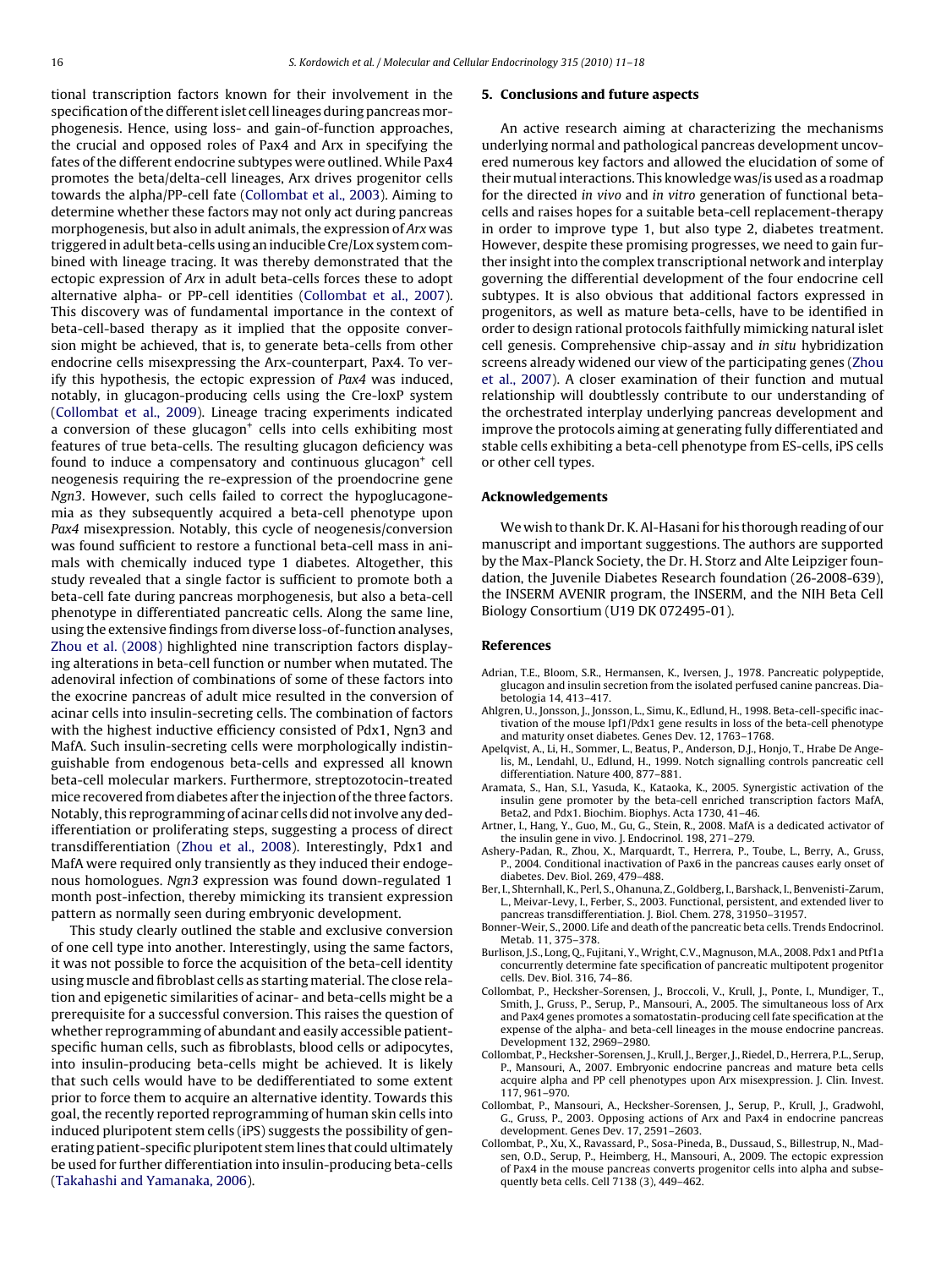tional transcription factors known for their involvement in the specification of the different islet cell lineages during pancreas morphogenesis. Hence, using loss- and gain-of-function approaches, the crucial and opposed roles of Pax4 and Arx in specifying the fates of the different endocrine subtypes were outlined. While Pax4 promotes the beta/delta-cell lineages, Arx drives progenitor cells towards the alpha/PP-cell fate (Collombat et al., 2003). Aiming to determine whether these factors may not only act during pancreas morphogenesis, but also in adult animals, the expression of *Arx* was triggered in adult beta-cells using an inducible Cre/Lox system combined with lineage tracing. It was thereby demonstrated that the ectopic expression of *Arx* in adult beta-cells forces these to adopt alternative alpha- or PP-cell identities (Collombat et al., 2007). This discovery was of fundamental importance in the context of beta-cell-based therapy as it implied that the opposite conversion might be achieved, that is, to generate beta-cells from other endocrine cells misexpressing the Arx-counterpart, Pax4. To verify this hypothesis, the ectopic expression of *Pax4* was induced, notably, in glucagon-producing cells using the Cre-loxP system (Collombat et al., 2009). Lineage tracing experiments indicated a conversion of these glucagon$^{+}$ cells into cells exhibiting most features of true beta-cells. The resulting glucagon deficiency was found to induce a compensatory and continuous glucagon$^{+}$ cell neogenesis requiring the re-expression of the proendocrine gene *Ngn3*. However, such cells failed to correct the hypoglucagonemia as they subsequently acquired a beta-cell phenotype upon *Pax4* misexpression. Notably, this cycle of neogenesis/conversion was found sufficient to restore a functional beta-cell mass in animals with chemically induced type 1 diabetes. Altogether, this study revealed that a single factor is sufficient to promote both a beta-cell fate during pancreas morphogenesis, but also a beta-cell phenotype in differentiated pancreatic cells. Along the same line, using the extensive findings from diverse loss-of-function analyses, Zhou et al. (2008) highlighted nine transcription factors displaying alterations in beta-cell function or number when mutated. The adenoviral infection of combinations of some of these factors into the exocrine pancreas of adult mice resulted in the conversion of acinar cells into insulin-secreting cells. The combination of factors with the highest inductive efficiency consisted of Pdx1, Ngn3 and MafA. Such insulin-secreting cells were morphologically indistinguishable from endogenous beta-cells and expressed all known beta-cell molecular markers. Furthermore, streptozotocin-treated mice recovered from diabetes after the injection of the three factors. Notably, this reprogramming of acinar cells did not involve any dedifferentiation or proliferating steps, suggesting a process of direct transdifferentiation (Zhou et al., 2008). Interestingly, Pdx1 and MafA were required only transiently as they induced their endogenous homologues. *Ngn3* expression was found down-regulated 1 month post-infection, thereby mimicking its transient expression pattern as normally seen during embryonic development.

This study clearly outlined the stable and exclusive conversion of one cell type into another. Interestingly, using the same factors, it was not possible to force the acquisition of the beta-cell identity using muscle and fibroblast cells as starting material. The close relation and epigenetic similarities of acinar- and beta-cells might be a prerequisite for a successful conversion. This raises the question of whether reprogramming of abundant and easily accessible patient-specific human cells, such as fibroblasts, blood cells or adipocytes, into insulin-producing beta-cells might be achieved. It is likely that such cells would have to be dedifferentiated to some extent prior to force them to acquire an alternative identity. Towards this goal, the recently reported reprogramming of human skin cells into induced pluripotent stem cells (iPS) suggests the possibility of generating patient-specific pluripotent stem lines that could ultimately be used for further differentiation into insulin-producing beta-cells (Takahashi and Yamanaka, 2006).

## 5. Conclusions and future aspects

An active research aiming at characterizing the mechanisms underlying normal and pathological pancreas development uncovered numerous key factors and allowed the elucidation of some of their mutual interactions. This knowledge was/is used as a roadmap for the directed *in vivo* and *in vitro* generation of functional beta-cells and raises hopes for a suitable beta-cell replacement-therapy in order to improve type 1, but also type 2, diabetes treatment. However, despite these promising progresses, we need to gain further insight into the complex transcriptional network and interplay governing the differential development of the four endocrine cell subtypes. It is also obvious that additional factors expressed in progenitors, as well as mature beta-cells, have to be identified in order to design rational protocols faithfully mimicking natural islet cell genesis. Comprehensive chip-assay and *in situ* hybridization screens already widened our view of the participating genes (Zhou et al., 2007). A closer examination of their function and mutual relationship will doubtlessly contribute to our understanding of the orchestrated interplay underlying pancreas development and improve the protocols aiming at generating fully differentiated and stable cells exhibiting a beta-cell phenotype from ES-cells, iPS cells or other cell types.

## Acknowledgements

We wish to thank Dr. K. Al-Hasani for his thorough reading of our manuscript and important suggestions. The authors are supported by the Max-Planck Society, the Dr. H. Storz and Alte Leipziger foundation, the Juvenile Diabetes Research foundation (26-2008-639), the INSERM AVENIR program, the INSERM, and the NIH Beta Cell Biology Consortium (U19 DK 072495-01).

## References

Adrian, T.E., Bloom, S.R., Hermansen, K., Iversen, J., 1978. Pancreatic polypeptide, glucagon and insulin secretion from the isolated perfused canine pancreas. Diabetologia 14, 413–417.

Ahlgren, U., Jonsson, J., Jonsson, L., Simu, K., Edlund, H., 1998. Beta-cell-specific inactivation of the mouse Ipf1/Pdx1 gene results in loss of the beta-cell phenotype and maturity onset diabetes. Genes Dev. 12, 1763–1768.

Apelqvist, A., Li, H., Sommer, L., Beatus, P., Anderson, D.J., Honjo, T., Hrabe De Angelis, M., Lendahl, U., Edlund, H., 1999. Notch signalling controls pancreatic cell differentiation. Nature 400, 877–881.

Aramata, S., Han, S.I., Yasuda, K., Kataoka, K., 2005. Synergistic activation of the insulin gene promoter by the beta-cell enriched transcription factors MafA, Beta2, and Pdx1. Biochim. Biophys. Acta 1730, 41–46.

Artner, I., Hang, Y., Guo, M., Gu, G., Stein, R., 2008. MafA is a dedicated activator of the insulin gene in vivo. J. Endocrinol. 198, 271–279.

Ashery-Padan, R., Zhou, X., Marquardt, T., Herrera, P., Toube, L., Berry, A., Gruss, P., 2004. Conditional inactivation of Pax6 in the pancreas causes early onset of diabetes. Dev. Biol. 269, 479–488.

Ber, I., Shternhall, K., Perl, S., Ohanuna, Z., Goldberg, I., Barshack, I., Benvenisti-Zarum, L., Meivar-Levy, I., Ferber, S., 2003. Functional, persistent, and extended liver to pancreas transdifferentiation. J. Biol. Chem. 278, 31950–31957.

Bonner-Weir, S., 2000. Life and death of the pancreatic beta cells. Trends Endocrinol. Metab. 11, 375–378.

Burlison, J.S., Long, Q., Fujitani, Y., Wright, C.V., Magnuson, M.A., 2008. Pdx1 and Ptf1a concurrently determine fate specification of pancreatic multipotent progenitor cells. Dev. Biol. 316, 74–86.

Collombat, P., Hecksher-Sorensen, J., Broccoli, V., Krull, J., Ponte, I., Mundiger, T., Smith, J., Gruss, P., Serup, P., Mansouri, A., 2005. The simultaneous loss of Arx and Pax4 genes promotes a somatostatin-producing cell fate specification at the expense of the alpha- and beta-cell lineages in the mouse endocrine pancreas. Development 132, 2969–2980.

Collombat, P., Hecksher-Sorensen, J., Krull, J., Berger, J., Riedel, D., Herrera, P.L., Serup, P., Mansouri, A., 2007. Embryonic endocrine pancreas and mature beta cells acquire alpha and PP cell phenotypes upon Arx misexpression. J. Clin. Invest. 117, 961–970.

Collombat, P., Mansouri, A., Hecksher-Sorensen, J., Serup, P., Krull, J., Gradwohl, G., Gruss, P., 2003. Opposing actions of Arx and Pax4 in endocrine pancreas development. Genes Dev. 17, 2591–2603.

Collombat, P., Xu, X., Ravassard, P., Sosa-Pineda, B., Dussaud, S., Billestrup, N., Madsen, O.D., Serup, P., Heimberg, H., Mansouri, A., 2009. The ectopic expression of Pax4 in the mouse pancreas converts progenitor cells into alpha and subsequently beta cells. Cell 7138 (3), 449–462.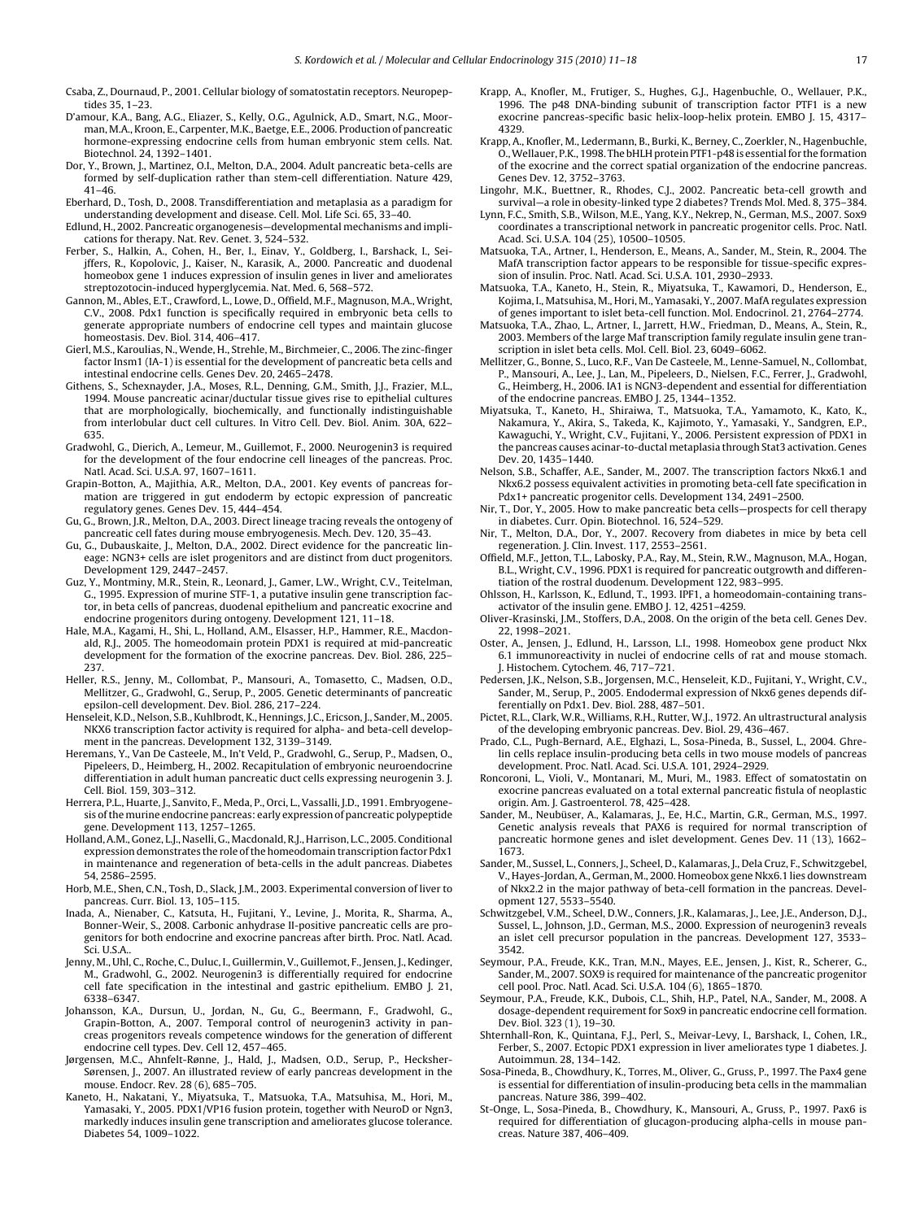Csaba, Z., Dournaud, P., 2001. Cellular biology of somatostatin receptors. Neuropeptides 35, 1–23.

D'amour, K.A., Bang, A.G., Eliazer, S., Kelly, O.G., Agulnick, A.D., Smart, N.G., Moorman, M.A., Kroon, E., Carpenter, M.K., Baetge, E.E., 2006. Production of pancreatic hormone-expressing endocrine cells from human embryonic stem cells. Nat. Biotechnol. 24, 1392–1401.

Dor, Y., Brown, J., Martinez, O.I., Melton, D.A., 2004. Adult pancreatic beta-cells are formed by self-duplication rather than stem-cell differentiation. Nature 429, 41–46.

Eberhard, D., Tosh, D., 2008. Transdifferentiation and metaplasia as a paradigm for understanding development and disease. Cell. Mol. Life Sci. 65, 33–40.

Edlund, H., 2002. Pancreatic organogenesis—developmental mechanisms and implications for therapy. Nat. Rev. Genet. 3, 524–532.

Ferber, S., Halkin, A., Cohen, H., Ber, I., Einav, Y., Goldberg, I., Barshack, I., Seijffers, R., Kopolovic, J., Kaiser, N., Karasik, A., 2000. Pancreatic and duodenal homeobox gene 1 induces expression of insulin genes in liver and ameliorates streptozotocin-induced hyperglycemia. Nat. Med. 6, 568–572.

Gannon, M., Ables, E.T., Crawford, L., Lowe, D., Offield, M.F., Magnuson, M.A., Wright, C.V., 2008. Pdx1 function is specifically required in embryonic beta cells to generate appropriate numbers of endocrine cell types and maintain glucose homeostasis. Dev. Biol. 314, 406–417.

Gierl, M.S., Karoulias, N., Wende, H., Strehle, M., Birchmeier, C., 2006. The zinc-finger factor Insm1 (IA-1) is essential for the development of pancreatic beta cells and intestinal endocrine cells. Genes Dev. 20, 2465–2478.

Githens, S., Schexnayder, J.A., Moses, R.L., Denning, G.M., Smith, J.J., Frazier, M.L., 1994. Mouse pancreatic acinar/ductular tissue gives rise to epithelial cultures that are morphologically, biochemically, and functionally indistinguishable from interlobular duct cell cultures. In Vitro Cell. Dev. Biol. Anim. 30A, 622–635.

Gradwohl, G., Dierich, A., Lemeur, M., Guillemot, F., 2000. Neurogenin3 is required for the development of the four endocrine cell lineages of the pancreas. Proc. Natl. Acad. Sci. U.S.A. 97, 1607–1611.

Grapin-Botton, A., Majithia, A.R., Melton, D.A., 2001. Key events of pancreas formation are triggered in gut endoderm by ectopic expression of pancreatic regulatory genes. Genes Dev. 15, 444–454.

Gu, G., Brown, J.R., Melton, D.A., 2003. Direct lineage tracing reveals the ontogeny of pancreatic cell fates during mouse embryogenesis. Mech. Dev. 120, 35–43.

Gu, G., Dubauskaite, J., Melton, D.A., 2002. Direct evidence for the pancreatic lineage: NGN3+ cells are islet progenitors and are distinct from duct progenitors. Development 129, 2447–2457.

Guz, Y., Montminy, M.R., Stein, R., Leonard, J., Gamer, L.W., Wright, C.V., Teitelman, G., 1995. Expression of murine STF-1, a putative insulin gene transcription factor, in beta cells of pancreas, duodenal epithelium and pancreatic exocrine and endocrine progenitors during ontogeny. Development 121, 11–18.

Hale, M.A., Kagami, H., Shi, L., Holland, A.M., Elsasser, H.P., Hammer, R.E., Macdonald, R.J., 2005. The homeodomain protein PDX1 is required at mid-pancreatic development for the formation of the exocrine pancreas. Dev. Biol. 286, 225–237.

Heller, R.S., Jenny, M., Collombat, P., Mansouri, A., Tomasetto, C., Madsen, O.D., Mellitzer, G., Gradwohl, G., Serup, P., 2005. Genetic determinants of pancreatic epsilon-cell development. Dev. Biol. 286, 217–224.

Henseleit, K.D., Nelson, S.B., Kuhlbrodt, K., Hennings, J.C., Ericson, J., Sander, M., 2005. NKX6 transcription factor activity is required for alpha- and beta-cell development in the pancreas. Development 132, 3139–3149.

Heremans, Y., Van De Casteele, M., In't Veld, P., Gradwohl, G., Serup, P., Madsen, O., Pipeleers, D., Heimberg, H., 2002. Recapitulation of embryonic neuroendocrine differentiation in adult human pancreatic duct cells expressing neurogenin 3. J. Cell. Biol. 159, 303–312.

Herrera, P.L., Huarte, J., Sanvito, F., Meda, P., Orci, L., Vassalli, J.D., 1991. Embryogenesis of the murine endocrine pancreas: early expression of pancreatic polypeptide gene. Development 113, 1257–1265.

Holland, A.M., Gonez, L.J., Naselli, G., Macdonald, R.J., Harrison, L.C., 2005. Conditional expression demonstrates the role of the homeodomain transcription factor Pdx1 in maintenance and regeneration of beta-cells in the adult pancreas. Diabetes 54, 2586–2595.

Horb, M.E., Shen, C.N., Tosh, D., Slack, J.M., 2003. Experimental conversion of liver to pancreas. Curr. Biol. 13, 105–115.

Inada, A., Nienaber, C., Katsuta, H., Fujitani, Y., Levine, J., Morita, R., Sharma, A., Bonner-Weir, S., 2008. Carbonic anhydrase II-positive pancreatic cells are progenitors for both endocrine and exocrine pancreas after birth. Proc. Natl. Acad. Sci. U.S.A..

Jenny, M., Uhl, C., Roche, C., Duluc, I., Guillermin, V., Guillemot, F., Jensen, J., Kedinger, M., Gradwohl, G., 2002. Neurogenin3 is differentially required for endocrine cell fate specification in the intestinal and gastric epithelium. EMBO J. 21, 6338–6347.

Johansson, K.A., Dursun, U., Jordan, N., Gu, G., Beermann, F., Gradwohl, G., Grapin-Botton, A., 2007. Temporal control of neurogenin3 activity in pancreas progenitors reveals competence windows for the generation of different endocrine cell types. Dev. Cell 12, 457–465.

Jørgensen, M.C., Ahnfelt-Rønne, J., Hald, J., Madsen, O.D., Serup, P., Hecksher-Sørensen, J., 2007. An illustrated review of early pancreas development in the mouse. Endocr. Rev. 28 (6), 685–705.

Kaneto, H., Nakatani, Y., Miyatsuka, T., Matsuoka, T.A., Matsuhisa, M., Hori, M., Yamasaki, Y., 2005. PDX1/VP16 fusion protein, together with NeuroD or Ngn3, markedly induces insulin gene transcription and ameliorates glucose tolerance. Diabetes 54, 1009–1022.

Krapp, A., Knofler, M., Frutiger, S., Hughes, G.J., Hagenbuchle, O., Wellauer, P.K., 1996. The p48 DNA-binding subunit of transcription factor PTF1 is a new exocrine pancreas-specific basic helix-loop-helix protein. EMBO J. 15, 4317–4329.

Krapp, A., Knofler, M., Ledermann, B., Burki, K., Berney, C., Zoerkler, N., Hagenbuchle, O., Wellauer, P.K., 1998. The bHLH protein PTF1-p48 is essential for the formation of the exocrine and the correct spatial organization of the endocrine pancreas. Genes Dev. 12, 3752–3763.

Lingohr, M.K., Buettner, R., Rhodes, C.J., 2002. Pancreatic beta-cell growth and survival—a role in obesity-linked type 2 diabetes? Trends Mol. Med. 8, 375–384.

Lynn, F.C., Smith, S.B., Wilson, M.E., Yang, K.Y., Nekrep, N., German, M.S., 2007. Sox9 coordinates a transcriptional network in pancreatic progenitor cells. Proc. Natl. Acad. Sci. U.S.A. 104 (25), 10500–10505.

Matsuoka, T.A., Artner, I., Henderson, E., Means, A., Sander, M., Stein, R., 2004. The MafA transcription factor appears to be responsible for tissue-specific expression of insulin. Proc. Natl. Acad. Sci. U.S.A. 101, 2930–2933.

Matsuoka, T.A., Kaneto, H., Stein, R., Miyatsuka, T., Kawamori, D., Henderson, E., Kojima, I., Matsuhisa, M., Hori, M., Yamasaki, Y., 2007. MafA regulates expression of genes important to islet beta-cell function. Mol. Endocrinol. 21, 2764–2774.

Matsuoka, T.A., Zhao, L., Artner, I., Jarrett, H.W., Friedman, D., Means, A., Stein, R., 2003. Members of the large Maf transcription family regulate insulin gene transcription in islet beta cells. Mol. Cell. Biol. 23, 6049–6062.

Mellitzer, G., Bonne, S., Luco, R.F., Van De Casteele, M., Lenne-Samuel, N., Collombat, P., Mansouri, A., Lee, J., Lan, M., Pipeleers, D., Nielsen, F.C., Ferrer, J., Gradwohl, G., Heimberg, H., 2006. IA1 is NGN3-dependent and essential for differentiation of the endocrine pancreas. EMBO J. 25, 1344–1352.

Miyatsuka, T., Kaneto, H., Shiraiwa, T., Matsuoka, T.A., Yamamoto, K., Kato, K., Nakamura, Y., Akira, S., Takeda, K., Kajimoto, Y., Yamasaki, Y., Sandgren, E.P., Kawaguchi, Y., Wright, C.V., Fujitani, Y., 2006. Persistent expression of PDX1 in the pancreas causes acinar-to-ductal metaplasia through Stat3 activation. Genes Dev. 20, 1435–1440.

Nelson, S.B., Schaffer, A.E., Sander, M., 2007. The transcription factors Nkx6.1 and Nkx6.2 possess equivalent activities in promoting beta-cell fate specification in Pdx1+ pancreatic progenitor cells. Development 134, 2491–2500.

Nir, T., Dor, Y., 2005. How to make pancreatic beta cells—prospects for cell therapy in diabetes. Curr. Opin. Biotechnol. 16, 524–529.

Nir, T., Melton, D.A., Dor, Y., 2007. Recovery from diabetes in mice by beta cell regeneration. J. Clin. Invest. 117, 2553–2561.

Offield, M.F., Jetton, T.L., Labosky, P.A., Ray, M., Stein, R.W., Magnuson, M.A., Hogan, B.L., Wright, C.V., 1996. PDX1 is required for pancreatic outgrowth and differentiation of the rostral duodenum. Development 122, 983–995.

Ohlsson, H., Karlsson, K., Edlund, T., 1993. IPF1, a homeodomain-containing transactivator of the insulin gene. EMBO J. 12, 4251–4259.

Oliver-Krasinski, J.M., Stoffers, D.A., 2008. On the origin of the beta cell. Genes Dev. 22, 1998–2021.

Oster, A., Jensen, J., Edlund, H., Larsson, L.I., 1998. Homeobox gene product Nkx 6.1 immunoreactivity in nuclei of endocrine cells of rat and mouse stomach. J. Histochem. Cytochem. 46, 717–721.

Pedersen, J.K., Nelson, S.B., Jorgensen, M.C., Henseleit, K.D., Fujitani, Y., Wright, C.V., Sander, M., Serup, P., 2005. Endodermal expression of Nkx6 genes depends differentially on Pdx1. Dev. Biol. 288, 487–501.

Pictet, R.L., Clark, W.R., Williams, R.H., Rutter, W.J., 1972. An ultrastructural analysis of the developing embryonic pancreas. Dev. Biol. 29, 436–467.

Prado, C.L., Pugh-Bernard, A.E., Elghazi, L., Sosa-Pineda, B., Sussel, L., 2004. Ghrelin cells replace insulin-producing beta cells in two mouse models of pancreas development. Proc. Natl. Acad. Sci. U.S.A. 101, 2924–2929.

Roncoroni, L., Violi, V., Montanari, M., Muri, M., 1983. Effect of somatostatin on exocrine pancreas evaluated on a total external pancreatic fistula of neoplastic origin. Am. J. Gastroenterol. 78, 425–428.

Sander, M., Neubüser, A., Kalamaras, J., Ee, H.C., Martin, G.R., German, M.S., 1997. Genetic analysis reveals that PAX6 is required for normal transcription of pancreatic hormone genes and islet development. Genes Dev. 11 (13), 1662–1673.

Sander, M., Sussel, L., Conners, J., Scheel, D., Kalamaras, J., Dela Cruz, F., Schwitzgebel, V., Hayes-Jordan, A., German, M., 2000. Homeobox gene Nkx6.1 lies downstream of Nkx2.2 in the major pathway of beta-cell formation in the pancreas. Development 127, 5533–5540.

Schwitzgebel, V.M., Scheel, D.W., Conners, J.R., Kalamaras, J., Lee, J.E., Anderson, D.J., Sussel, L., Johnson, J.D., German, M.S., 2000. Expression of neurogenin3 reveals an islet cell precursor population in the pancreas. Development 127, 3533–3542.

Seymour, P.A., Freude, K.K., Tran, M.N., Mayes, E.E., Jensen, J., Kist, R., Scherer, G., Sander, M., 2007. SOX9 is required for maintenance of the pancreatic progenitor cell pool. Proc. Natl. Acad. Sci. U.S.A. 104 (6), 1865–1870.

Seymour, P.A., Freude, K.K., Dubois, C.L., Shih, H.P., Patel, N.A., Sander, M., 2008. A dosage-dependent requirement for Sox9 in pancreatic endocrine cell formation. Dev. Biol. 323 (1), 19–30.

Shternhall-Ron, K., Quintana, F.J., Perl, S., Meivar-Levy, I., Barshack, I., Cohen, I.R., Ferber, S., 2007. Ectopic PDX1 expression in liver ameliorates type 1 diabetes. J. Autoimmun. 28, 134–142.

Sosa-Pineda, B., Chowdhury, K., Torres, M., Oliver, G., Gruss, P., 1997. The Pax4 gene is essential for differentiation of insulin-producing beta cells in the mammalian pancreas. Nature 386, 399–402.

St-Onge, L., Sosa-Pineda, B., Chowdhury, K., Mansouri, A., Gruss, P., 1997. Pax6 is required for differentiation of glucagon-producing alpha-cells in mouse pancreas. Nature 387, 406–409.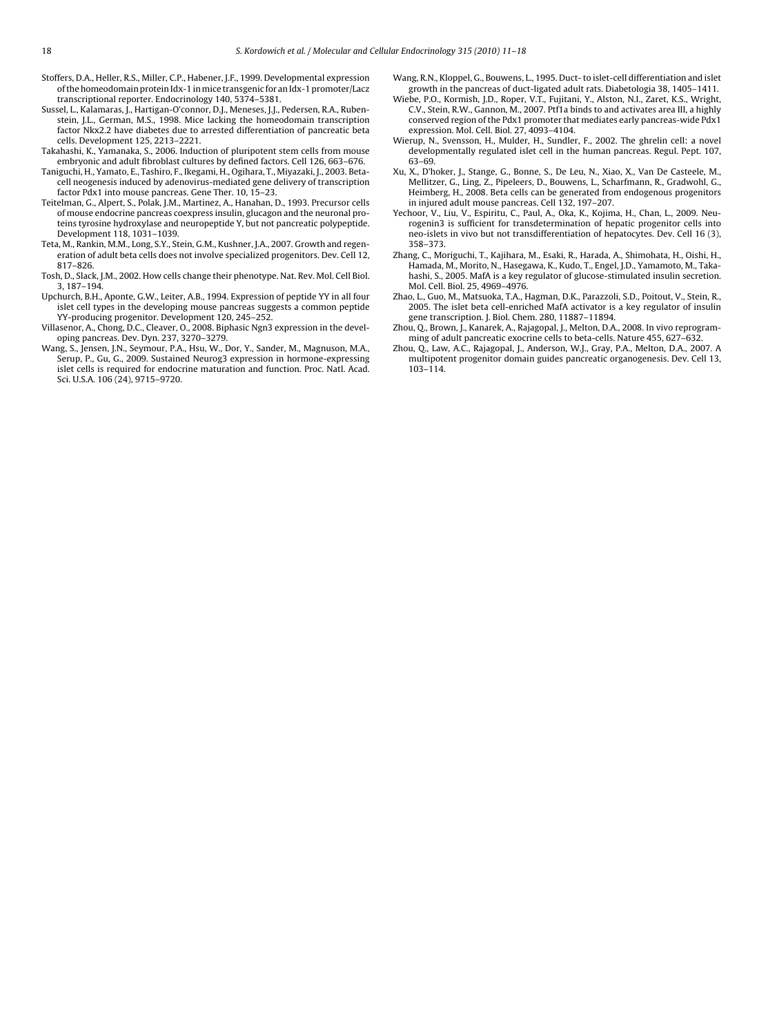Stoffers, D.A., Heller, R.S., Miller, C.P., Habener, J.F., 1999. Developmental expression of the homeodomain protein Idx-1 in mice transgenic for an Idx-1 promoter/Lacz transcriptional reporter. Endocrinology 140, 5374–5381.

Sussel, L., Kalamaras, J., Hartigan-O'connor, D.J., Meneses, J.J., Pedersen, R.A., Rubenstein, J.L., German, M.S., 1998. Mice lacking the homeodomain transcription factor Nkx2.2 have diabetes due to arrested differentiation of pancreatic beta cells. Development 125, 2213–2221.

Takahashi, K., Yamanaka, S., 2006. Induction of pluripotent stem cells from mouse embryonic and adult fibroblast cultures by defined factors. Cell 126, 663–676.

Taniguchi, H., Yamato, E., Tashiro, F., Ikegami, H., Ogihara, T., Miyazaki, J., 2003. Beta-cell neogenesis induced by adenovirus-mediated gene delivery of transcription factor Pdx1 into mouse pancreas. Gene Ther. 10, 15–23.

Teitelman, G., Alpert, S., Polak, J.M., Martinez, A., Hanahan, D., 1993. Precursor cells of mouse endocrine pancreas coexpress insulin, glucagon and the neuronal proteins tyrosine hydroxylase and neuropeptide Y, but not pancreatic polypeptide. Development 118, 1031–1039.

Teta, M., Rankin, M.M., Long, S.Y., Stein, G.M., Kushner, J.A., 2007. Growth and regeneration of adult beta cells does not involve specialized progenitors. Dev. Cell 12, 817–826.

Tosh, D., Slack, J.M., 2002. How cells change their phenotype. Nat. Rev. Mol. Cell Biol. 3, 187–194.

Upchurch, B.H., Aponte, G.W., Leiter, A.B., 1994. Expression of peptide YY in all four islet cell types in the developing mouse pancreas suggests a common peptide YY-producing progenitor. Development 120, 245–252.

Villasenor, A., Chong, D.C., Cleaver, O., 2008. Biphasic Ngn3 expression in the developing pancreas. Dev. Dyn. 237, 3270–3279.

Wang, S., Jensen, J.N., Seymour, P.A., Hsu, W., Dor, Y., Sander, M., Magnuson, M.A., Serup, P., Gu, G., 2009. Sustained Neurog3 expression in hormone-expressing islet cells is required for endocrine maturation and function. Proc. Natl. Acad. Sci. U.S.A. 106 (24), 9715–9720.

Wang, R.N., Kloppel, G., Bouwens, L., 1995. Duct- to islet-cell differentiation and islet growth in the pancreas of duct-ligated adult rats. Diabetologia 38, 1405–1411.

Wiebe, P.O., Kormish, J.D., Roper, V.T., Fujitani, Y., Alston, N.I., Zaret, K.S., Wright, C.V., Stein, R.W., Gannon, M., 2007. Ptf1a binds to and activates area III, a highly conserved region of the Pdx1 promoter that mediates early pancreas-wide Pdx1 expression. Mol. Cell. Biol. 27, 4093–4104.

Wierup, N., Svensson, H., Mulder, H., Sundler, F., 2002. The ghrelin cell: a novel developmentally regulated islet cell in the human pancreas. Regul. Pept. 107, 63–69.

Xu, X., D'hoker, J., Stange, G., Bonne, S., De Leu, N., Xiao, X., Van De Casteele, M., Mellitzer, G., Ling, Z., Pipeleers, D., Bouwens, L., Scharfmann, R., Gradwohl, G., Heimberg, H., 2008. Beta cells can be generated from endogenous progenitors in injured adult mouse pancreas. Cell 132, 197–207.

Yechoor, V., Liu, V., Espiritu, C., Paul, A., Oka, K., Kojima, H., Chan, L., 2009. Neurogenin3 is sufficient for transdetermination of hepatic progenitor cells into neo-islets in vivo but not transdifferentiation of hepatocytes. Dev. Cell 16 (3), 358–373.

Zhang, C., Moriguchi, T., Kajihara, M., Esaki, R., Harada, A., Shimohata, H., Oishi, H., Hamada, M., Morito, N., Hasegawa, K., Kudo, T., Engel, J.D., Yamamoto, M., Takahashi, S., 2005. MafA is a key regulator of glucose-stimulated insulin secretion. Mol. Cell. Biol. 25, 4969–4976.

Zhao, L., Guo, M., Matsuoka, T.A., Hagman, D.K., Parazzoli, S.D., Poitout, V., Stein, R., 2005. The islet beta cell-enriched MafA activator is a key regulator of insulin gene transcription. J. Biol. Chem. 280, 11887–11894.

Zhou, Q., Brown, J., Kanarek, A., Rajagopal, J., Melton, D.A., 2008. In vivo reprogramming of adult pancreatic exocrine cells to beta-cells. Nature 455, 627–632.

Zhou, Q., Law, A.C., Rajagopal, J., Anderson, W.J., Gray, P.A., Melton, D.A., 2007. A multipotent progenitor domain guides pancreatic organogenesis. Dev. Cell 13, 103–114.